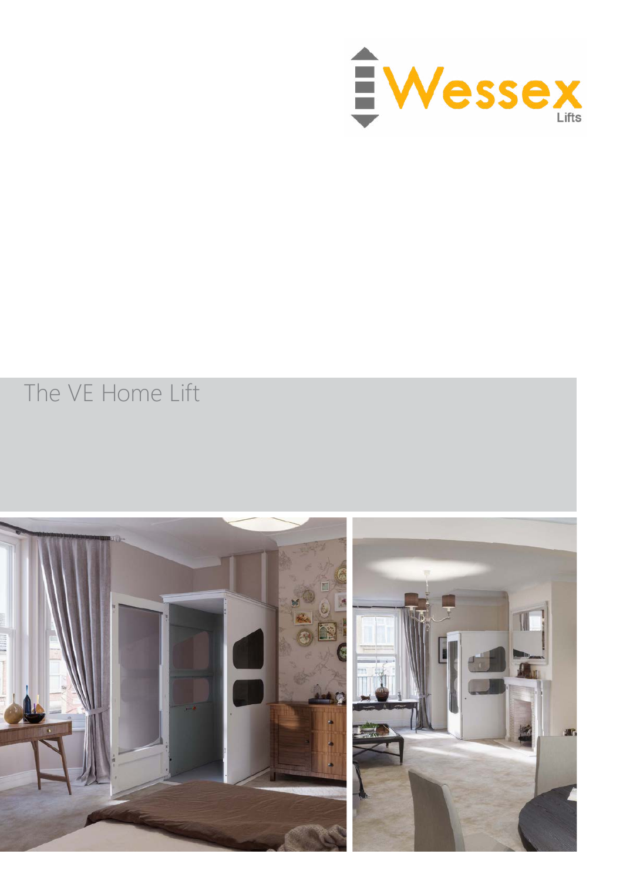Wessex
Lifts

# The VE Home Lift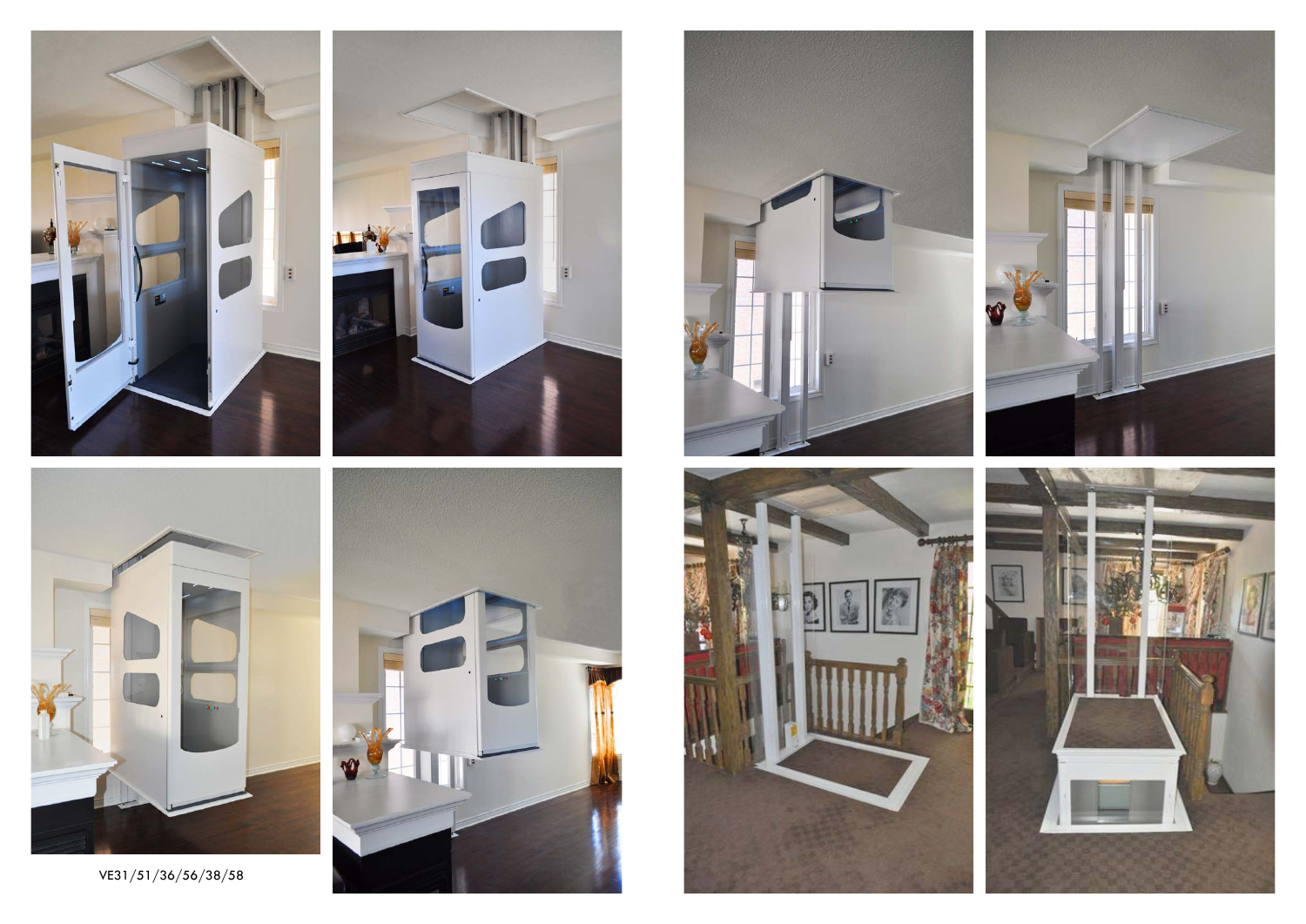VE31/51/36/56/38/58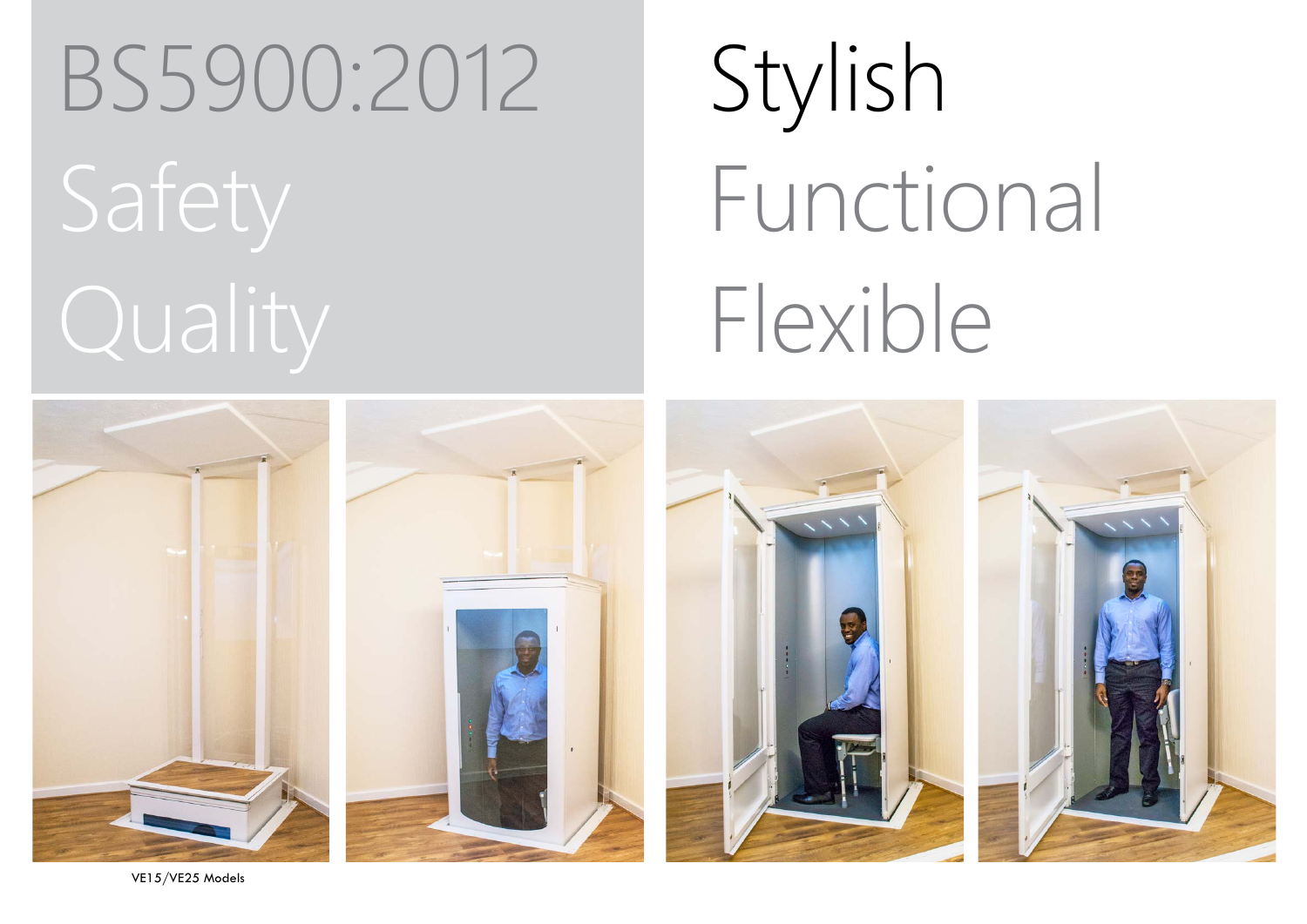BS5900:2012

Safety

Quality

Stylish

Functional

Flexible

VE15/VE25 Models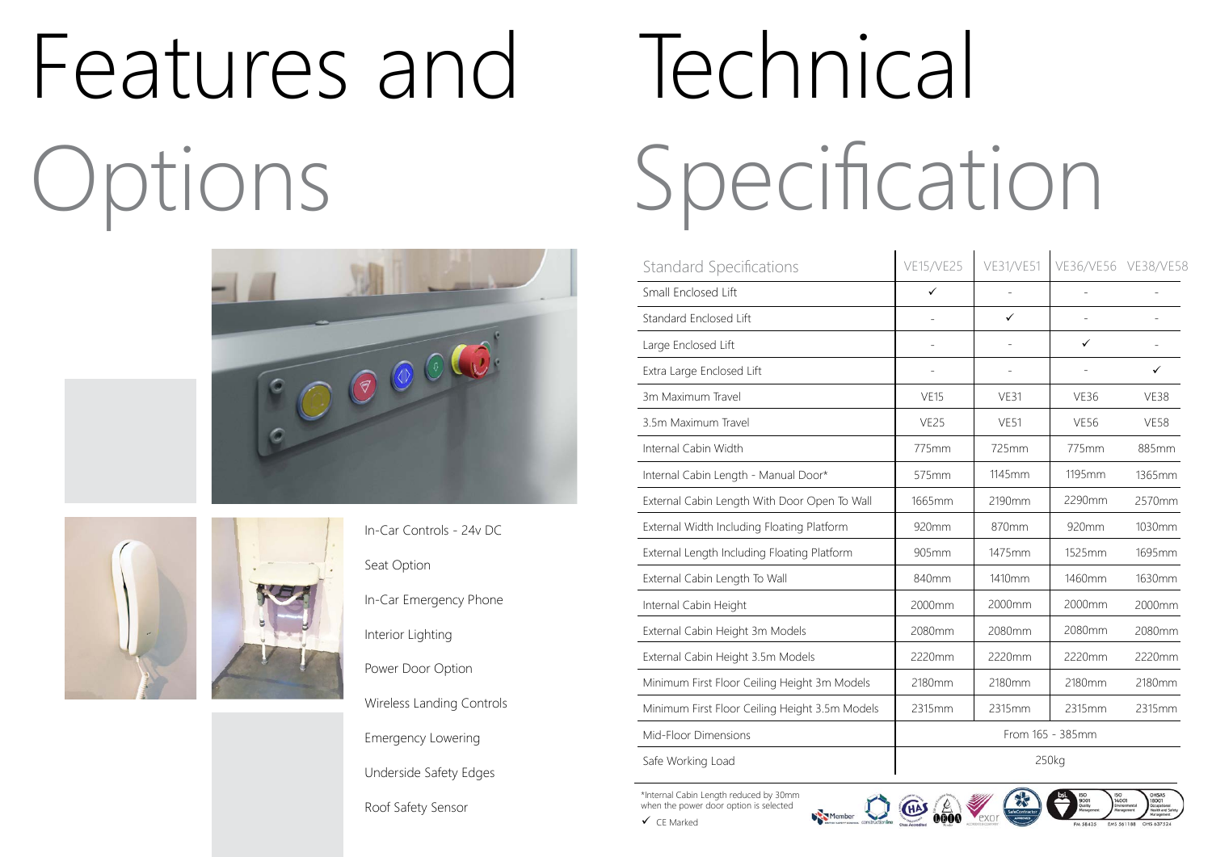# Features and Options

In-Car Controls - 24v DC

Seat Option

In-Car Emergency Phone

Interior Lighting

Power Door Option

Wireless Landing Controls

Emergency Lowering

Underside Safety Edges

Roof Safety Sensor

# Technical Specification

| Standard Specifications | VE15/VE25 | VE31/VE51 | VE36/VE56 | VE38/VE58 |
|---|---|---|---|---|
| Small Enclosed Lift | ✓ | - | - | - |
| Standard Enclosed Lift | - | ✓ | - | - |
| Large Enclosed Lift | - | - | ✓ | - |
| Extra Large Enclosed Lift | - | - | - | ✓ |
| 3m Maximum Travel | VE15 | VE31 | VE36 | VE38 |
| 3.5m Maximum Travel | VE25 | VE51 | VE56 | VE58 |
| Internal Cabin Width | 775mm | 725mm | 775mm | 885mm |
| Internal Cabin Length - Manual Door* | 575mm | 1145mm | 1195mm | 1365mm |
| External Cabin Length With Door Open To Wall | 1665mm | 2190mm | 2290mm | 2570mm |
| External Width Including Floating Platform | 920mm | 870mm | 920mm | 1030mm |
| External Length Including Floating Platform | 905mm | 1475mm | 1525mm | 1695mm |
| External Cabin Length To Wall | 840mm | 1410mm | 1460mm | 1630mm |
| Internal Cabin Height | 2000mm | 2000mm | 2000mm | 2000mm |
| External Cabin Height 3m Models | 2080mm | 2080mm | 2080mm | 2080mm |
| External Cabin Height 3.5m Models | 2220mm | 2220mm | 2220mm | 2220mm |
| Minimum First Floor Ceiling Height 3m Models | 2180mm | 2180mm | 2180mm | 2180mm |
| Minimum First Floor Ceiling Height 3.5m Models | 2315mm | 2315mm | 2315mm | 2315mm |
| Mid-Floor Dimensions | From 165 - 385mm | | | |
| Safe Working Load | 250kg | | | |

*Internal Cabin Length reduced by 30mm when the power door option is selected

✓ CE Marked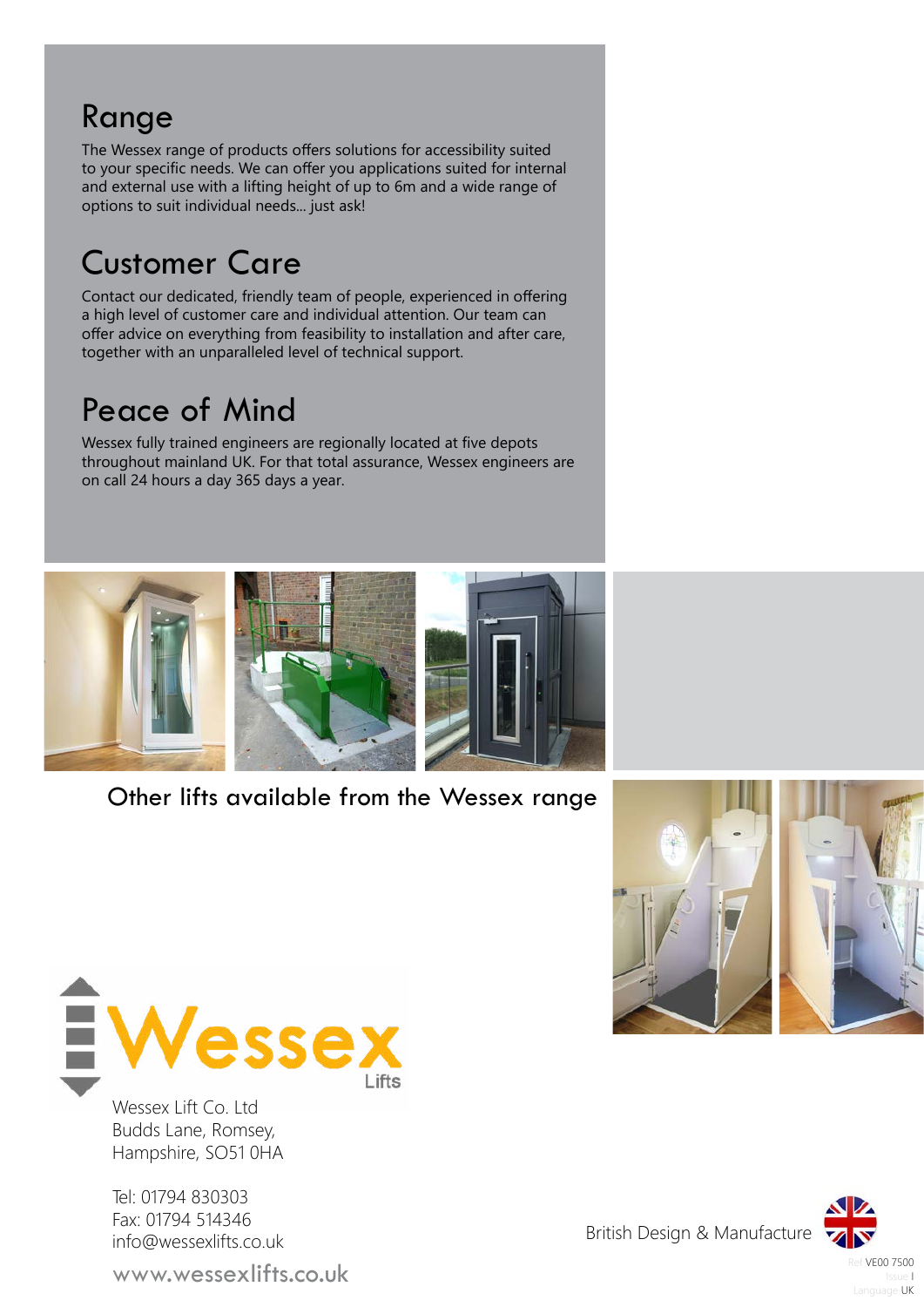## Range

The Wessex range of products offers solutions for accessibility suited to your specific needs. We can offer you applications suited for internal and external use with a lifting height of up to 6m and a wide range of options to suit individual needs... just ask!

## Customer Care

Contact our dedicated, friendly team of people, experienced in offering a high level of customer care and individual attention. Our team can offer advice on everything from feasibility to installation and after care, together with an unparalleled level of technical support.

## Peace of Mind

Wessex fully trained engineers are regionally located at five depots throughout mainland UK. For that total assurance, Wessex engineers are on call 24 hours a day 365 days a year.

Other lifts available from the Wessex range

Wessex Lifts

Wessex Lift Co. Ltd
Budds Lane, Romsey,
Hampshire, SO51 0HA

Tel: 01794 830303
Fax: 01794 514346
info@wessexlifts.co.uk

www.wessexlifts.co.uk

British Design & Manufacture

Ref VE00 7500
Issue I
Language UK